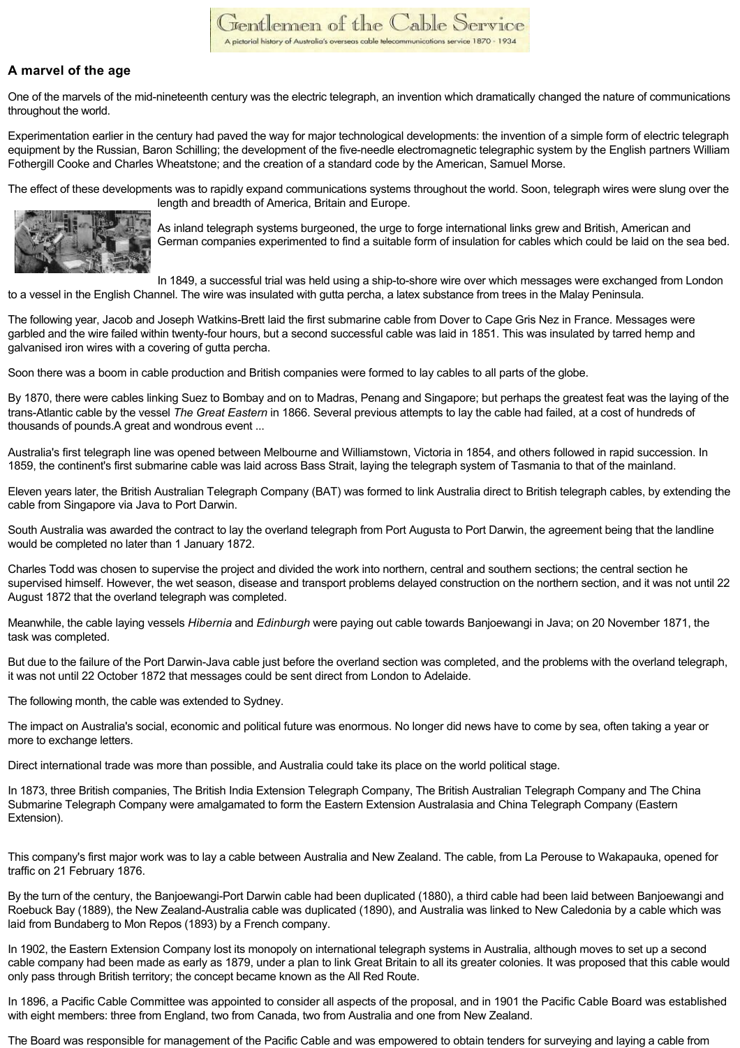# Gentlemen of the Cable Service

A pictorial history of Australia's overseas cable telecommunications service 1870 - 1934

## A marvel of the age

One of the marvels of the mid-nineteenth century was the electric telegraph, an invention which dramatically changed the nature of communications throughout the world.

Experimentation earlier in the century had paved the way for major technological developments: the invention of a simple form of electric telegraph equipment by the Russian, Baron Schilling; the development of the five-needle electromagnetic telegraphic system by the English partners William Fothergill Cooke and Charles Wheatstone; and the creation of a standard code by the American, Samuel Morse.

The effect of these developments was to rapidly expand communications systems throughout the world. Soon, telegraph wires were slung over the length and breadth of America, Britain and Europe.

As inland telegraph systems burgeoned, the urge to forge international links grew and British, American and German companies experimented to find a suitable form of insulation for cables which could be laid on the sea bed.

In 1849, a successful trial was held using a ship-to-shore wire over which messages were exchanged from London to a vessel in the English Channel. The wire was insulated with gutta percha, a latex substance from trees in the Malay Peninsula.

The following year, Jacob and Joseph Watkins-Brett laid the first submarine cable from Dover to Cape Gris Nez in France. Messages were garbled and the wire failed within twenty-four hours, but a second successful cable was laid in 1851. This was insulated by tarred hemp and galvanised iron wires with a covering of gutta percha.

Soon there was a boom in cable production and British companies were formed to lay cables to all parts of the globe.

By 1870, there were cables linking Suez to Bombay and on to Madras, Penang and Singapore; but perhaps the greatest feat was the laying of the trans-Atlantic cable by the vessel *The Great Eastern* in 1866. Several previous attempts to lay the cable had failed, at a cost of hundreds of thousands of pounds.A great and wondrous event ...

Australia's first telegraph line was opened between Melbourne and Williamstown, Victoria in 1854, and others followed in rapid succession. In 1859, the continent's first submarine cable was laid across Bass Strait, laying the telegraph system of Tasmania to that of the mainland.

Eleven years later, the British Australian Telegraph Company (BAT) was formed to link Australia direct to British telegraph cables, by extending the cable from Singapore via Java to Port Darwin.

South Australia was awarded the contract to lay the overland telegraph from Port Augusta to Port Darwin, the agreement being that the landline would be completed no later than 1 January 1872.

Charles Todd was chosen to supervise the project and divided the work into northern, central and southern sections; the central section he supervised himself. However, the wet season, disease and transport problems delayed construction on the northern section, and it was not until 22 August 1872 that the overland telegraph was completed.

Meanwhile, the cable laying vessels *Hibernia* and *Edinburgh* were paying out cable towards Banjoewangi in Java; on 20 November 1871, the task was completed.

But due to the failure of the Port Darwin-Java cable just before the overland section was completed, and the problems with the overland telegraph, it was not until 22 October 1872 that messages could be sent direct from London to Adelaide.

The following month, the cable was extended to Sydney.

The impact on Australia's social, economic and political future was enormous. No longer did news have to come by sea, often taking a year or more to exchange letters.

Direct international trade was more than possible, and Australia could take its place on the world political stage.

In 1873, three British companies, The British India Extension Telegraph Company, The British Australian Telegraph Company and The China Submarine Telegraph Company were amalgamated to form the Eastern Extension Australasia and China Telegraph Company (Eastern Extension).

This company's first major work was to lay a cable between Australia and New Zealand. The cable, from La Perouse to Wakapauka, opened for traffic on 21 February 1876.

By the turn of the century, the Banjoewangi-Port Darwin cable had been duplicated (1880), a third cable had been laid between Banjoewangi and Roebuck Bay (1889), the New Zealand-Australia cable was duplicated (1890), and Australia was linked to New Caledonia by a cable which was laid from Bundaberg to Mon Repos (1893) by a French company.

In 1902, the Eastern Extension Company lost its monopoly on international telegraph systems in Australia, although moves to set up a second cable company had been made as early as 1879, under a plan to link Great Britain to all its greater colonies. It was proposed that this cable would only pass through British territory; the concept became known as the All Red Route.

In 1896, a Pacific Cable Committee was appointed to consider all aspects of the proposal, and in 1901 the Pacific Cable Board was established with eight members: three from England, two from Canada, two from Australia and one from New Zealand.

The Board was responsible for management of the Pacific Cable and was empowered to obtain tenders for surveying and laying a cable from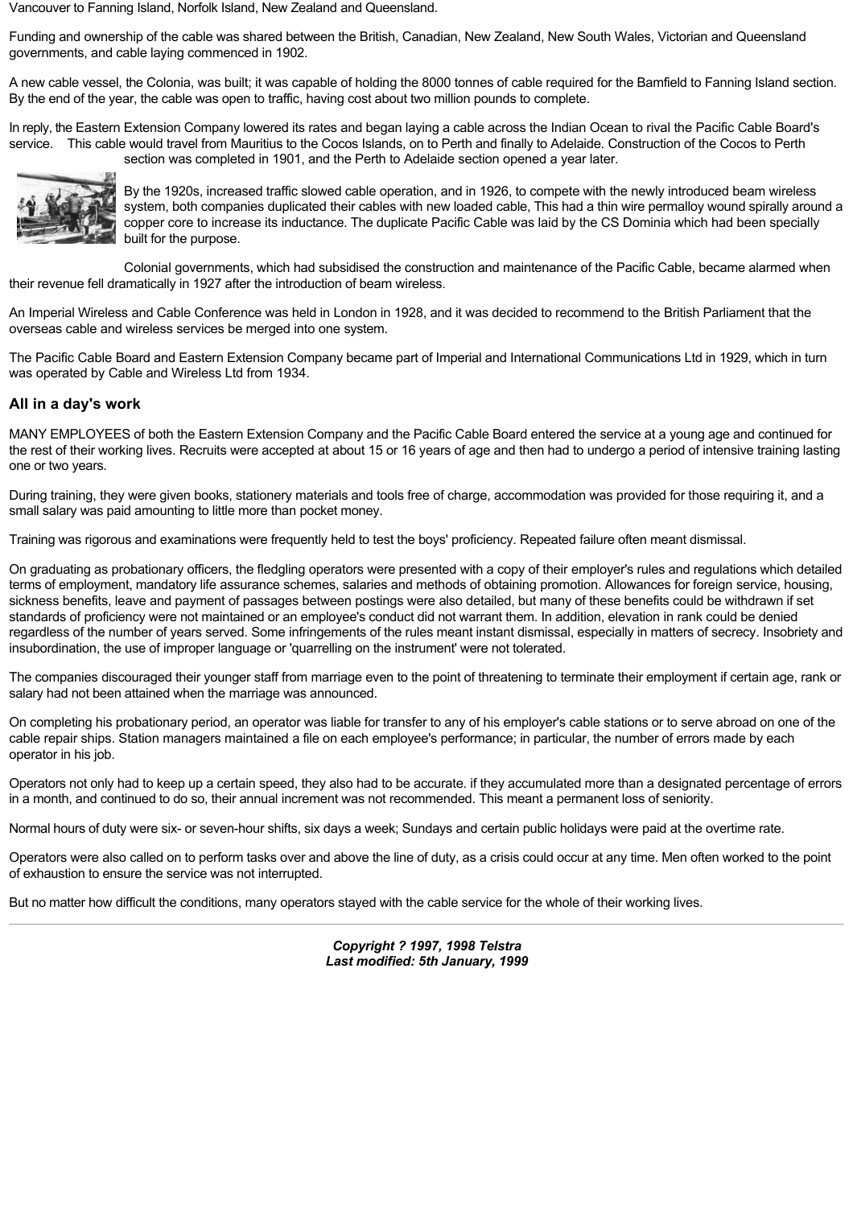Vancouver to Fanning Island, Norfolk Island, New Zealand and Queensland.

Funding and ownership of the cable was shared between the British, Canadian, New Zealand, New South Wales, Victorian and Queensland governments, and cable laying commenced in 1902.

A new cable vessel, the Colonia, was built; it was capable of holding the 8000 tonnes of cable required for the Bamfield to Fanning Island section. By the end of the year, the cable was open to traffic, having cost about two million pounds to complete.

In reply, the Eastern Extension Company lowered its rates and began laying a cable across the Indian Ocean to rival the Pacific Cable Board's service. This cable would travel from Mauritius to the Cocos Islands, on to Perth and finally to Adelaide. Construction of the Cocos to Perth section was completed in 1901, and the Perth to Adelaide section opened a year later.

By the 1920s, increased traffic slowed cable operation, and in 1926, to compete with the newly introduced beam wireless system, both companies duplicated their cables with new loaded cable, This had a thin wire permalloy wound spirally around a copper core to increase its inductance. The duplicate Pacific Cable was laid by the CS Dominia which had been specially built for the purpose.

Colonial governments, which had subsidised the construction and maintenance of the Pacific Cable, became alarmed when their revenue fell dramatically in 1927 after the introduction of beam wireless.

An Imperial Wireless and Cable Conference was held in London in 1928, and it was decided to recommend to the British Parliament that the overseas cable and wireless services be merged into one system.

The Pacific Cable Board and Eastern Extension Company became part of Imperial and International Communications Ltd in 1929, which in turn was operated by Cable and Wireless Ltd from 1934.

### All in a day's work

MANY EMPLOYEES of both the Eastern Extension Company and the Pacific Cable Board entered the service at a young age and continued for the rest of their working lives. Recruits were accepted at about 15 or 16 years of age and then had to undergo a period of intensive training lasting one or two years.

During training, they were given books, stationery materials and tools free of charge, accommodation was provided for those requiring it, and a small salary was paid amounting to little more than pocket money.

Training was rigorous and examinations were frequently held to test the boys' proficiency. Repeated failure often meant dismissal.

On graduating as probationary officers, the fledgling operators were presented with a copy of their employer's rules and regulations which detailed terms of employment, mandatory life assurance schemes, salaries and methods of obtaining promotion. Allowances for foreign service, housing, sickness benefits, leave and payment of passages between postings were also detailed, but many of these benefits could be withdrawn if set standards of proficiency were not maintained or an employee's conduct did not warrant them. In addition, elevation in rank could be denied regardless of the number of years served. Some infringements of the rules meant instant dismissal, especially in matters of secrecy. Insobriety and insubordination, the use of improper language or 'quarrelling on the instrument' were not tolerated.

The companies discouraged their younger staff from marriage even to the point of threatening to terminate their employment if certain age, rank or salary had not been attained when the marriage was announced.

On completing his probationary period, an operator was liable for transfer to any of his employer's cable stations or to serve abroad on one of the cable repair ships. Station managers maintained a file on each employee's performance; in particular, the number of errors made by each operator in his job.

Operators not only had to keep up a certain speed, they also had to be accurate. if they accumulated more than a designated percentage of errors in a month, and continued to do so, their annual increment was not recommended. This meant a permanent loss of seniority.

Normal hours of duty were six- or seven-hour shifts, six days a week; Sundays and certain public holidays were paid at the overtime rate.

Operators were also called on to perform tasks over and above the line of duty, as a crisis could occur at any time. Men often worked to the point of exhaustion to ensure the service was not interrupted.

But no matter how difficult the conditions, many operators stayed with the cable service for the whole of their working lives.

---

***Copyright ? 1997, 1998 Telstra***
***Last modified: 5th January, 1999***